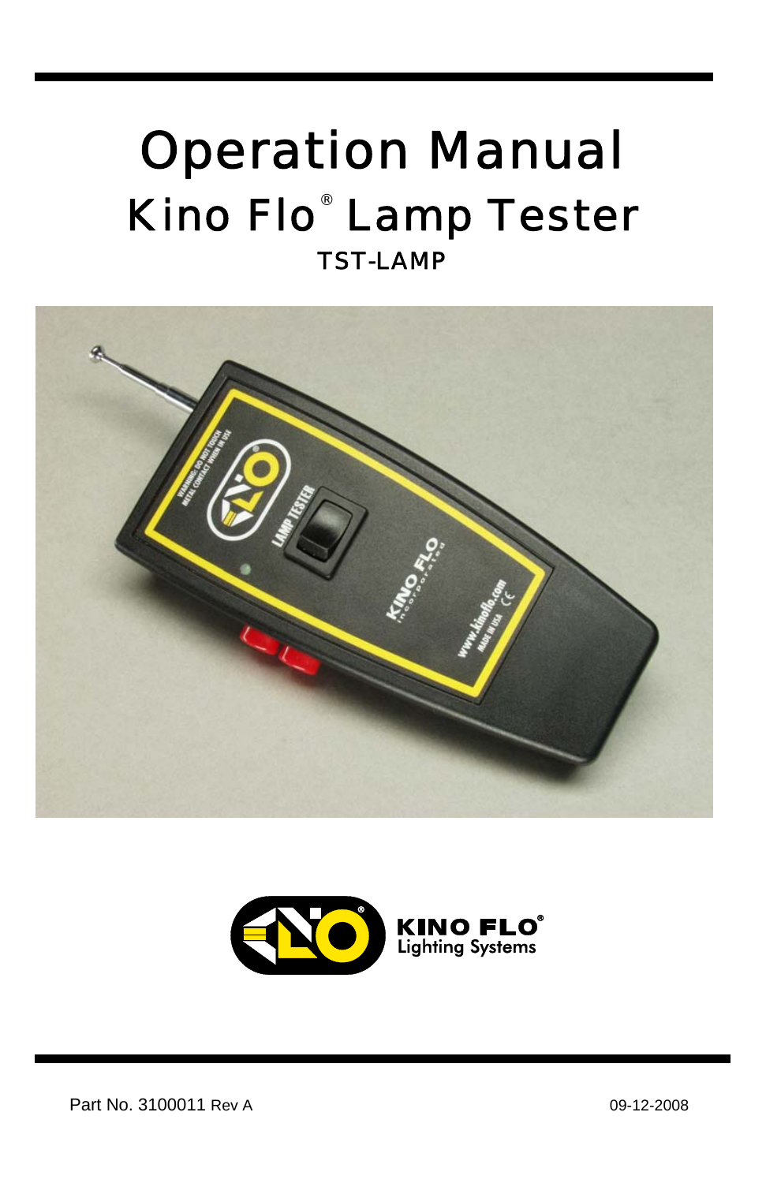# Operation Manual

## Kino Flo® Lamp Tester

### TST-LAMP

KINO FLO® Lighting Systems

Part No. 3100011 Rev A

09-12-2008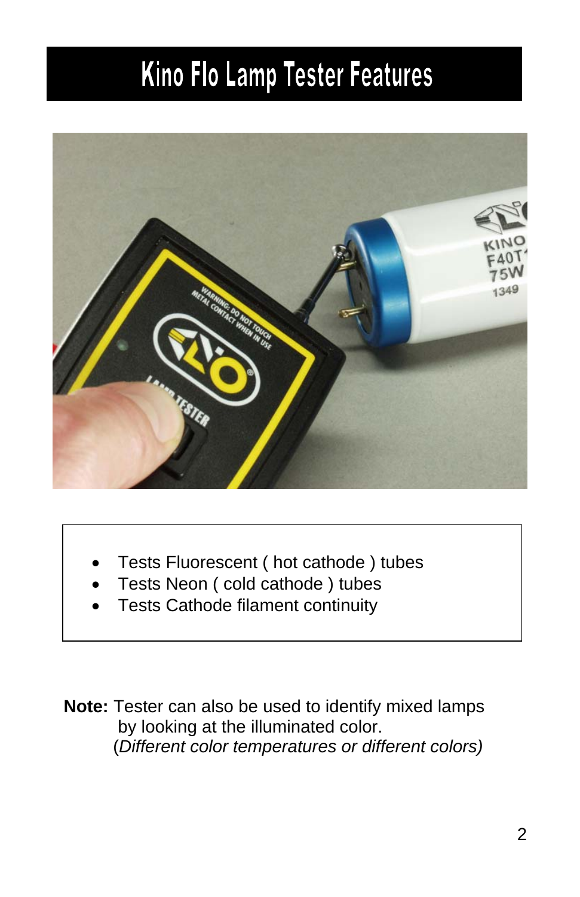# Kino Flo Lamp Tester Features

- Tests Fluorescent ( hot cathode ) tubes
- Tests Neon ( cold cathode ) tubes
- Tests Cathode filament continuity

**Note:** Tester can also be used to identify mixed lamps by looking at the illuminated color.
(*Different color temperatures or different colors)*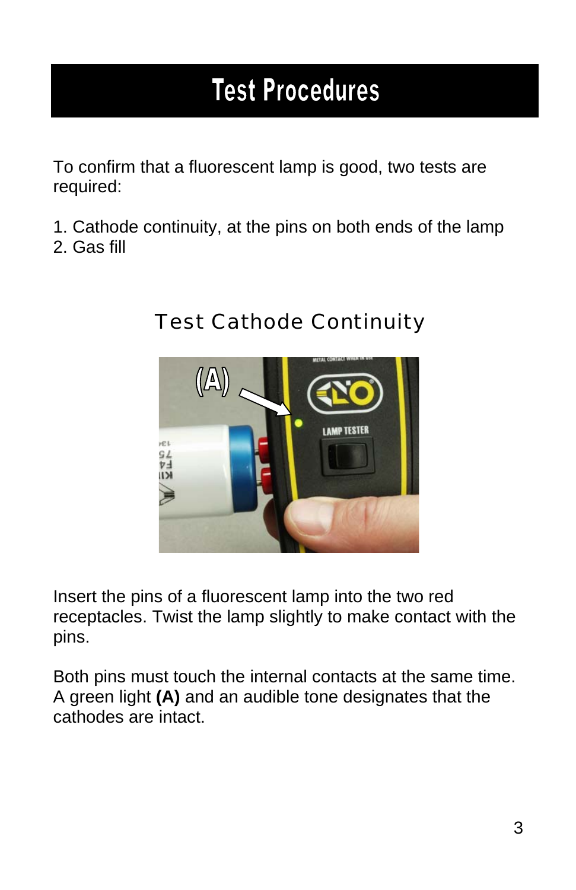# Test Procedures

To confirm that a fluorescent lamp is good, two tests are required:

1. Cathode continuity, at the pins on both ends of the lamp
2. Gas fill

## Test Cathode Continuity

Insert the pins of a fluorescent lamp into the two red receptacles. Twist the lamp slightly to make contact with the pins.

Both pins must touch the internal contacts at the same time. A green light **(A)** and an audible tone designates that the cathodes are intact.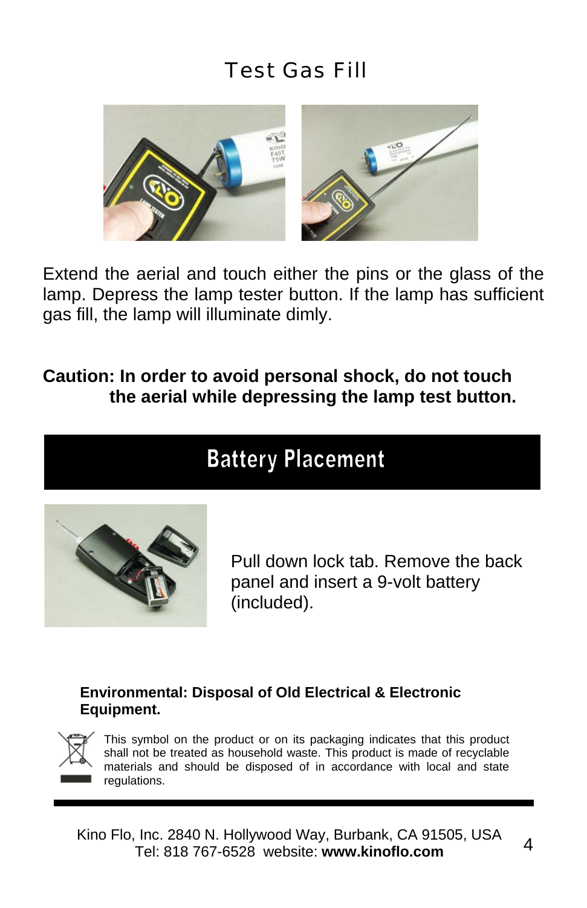## Test Gas Fill

Extend the aerial and touch either the pins or the glass of the lamp. Depress the lamp tester button. If the lamp has sufficient gas fill, the lamp will illuminate dimly.

**Caution: In order to avoid personal shock, do not touch the aerial while depressing the lamp test button.**

## Battery Placement

Pull down lock tab. Remove the back panel and insert a 9-volt battery (included).

**Environmental: Disposal of Old Electrical & Electronic Equipment.**

This symbol on the product or on its packaging indicates that this product shall not be treated as household waste. This product is made of recyclable materials and should be disposed of in accordance with local and state regulations.

Kino Flo, Inc. 2840 N. Hollywood Way, Burbank, CA 91505, USA
Tel: 818 767-6528 website: **www.kinoflo.com**